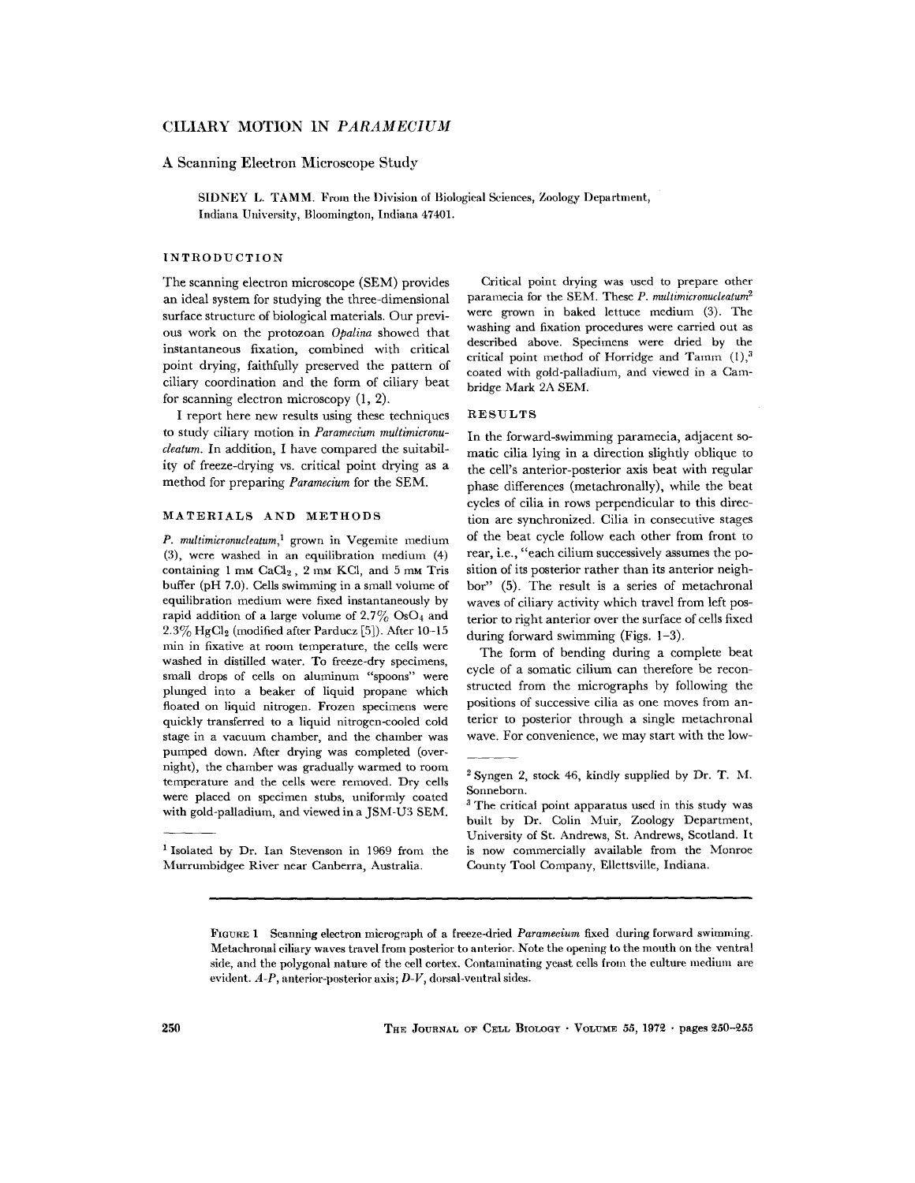# CILIARY MOTION IN *PARAMECIUM*

## A Scanning Electron Microscope Study

SIDNEY L. TAMM. From the Division of Biological Sciences, Zoology Department, Indiana University, Bloomington, Indiana 47401.

## INTRODUCTION

The scanning electron microscope (SEM) provides an ideal system for studying the three-dimensional surface structure of biological materials. Our previous work on the protozoan *Opalina* showed that instantaneous fixation, combined with critical point drying, faithfully preserved the pattern of ciliary coordination and the form of ciliary beat for scanning electron microscopy (1, 2).

I report here new results using these techniques to study ciliary motion in *Paramecium multimicronucleatum*. In addition, I have compared the suitability of freeze-drying vs. critical point drying as a method for preparing *Paramecium* for the SEM.

## MATERIALS AND METHODS

*P. multimicronucleatum*,[1] grown in Vegemite medium (3), were washed in an equilibration medium (4) containing 1 mM $CaCl_2$, 2 mM KCl, and 5 mM Tris buffer (pH 7.0). Cells swimming in a small volume of equilibration medium were fixed instantaneously by rapid addition of a large volume of 2.7% $OsO_4$ and 2.3% $HgCl_2$ (modified after Parducz [5]). After 10–15 min in fixative at room temperature, the cells were washed in distilled water. To freeze-dry specimens, small drops of cells on aluminum "spoons" were plunged into a beaker of liquid propane which floated on liquid nitrogen. Frozen specimens were quickly transferred to a liquid nitrogen-cooled cold stage in a vacuum chamber, and the chamber was pumped down. After drying was completed (overnight), the chamber was gradually warmed to room temperature and the cells were removed. Dry cells were placed on specimen stubs, uniformly coated with gold-palladium, and viewed in a JSM-U3 SEM.

Critical point drying was used to prepare other paramecia for the SEM. These *P. multimicronucleatum*[2] were grown in baked lettuce medium (3). The washing and fixation procedures were carried out as described above. Specimens were dried by the critical point method of Horridge and Tamm (1),[3] coated with gold-palladium, and viewed in a Cambridge Mark 2A SEM.

## RESULTS

In the forward-swimming paramecia, adjacent somatic cilia lying in a direction slightly oblique to the cell's anterior-posterior axis beat with regular phase differences (metachronally), while the beat cycles of cilia in rows perpendicular to this direction are synchronized. Cilia in consecutive stages of the beat cycle follow each other from front to rear, i.e., "each cilium successively assumes the position of its posterior rather than its anterior neighbor" (5). The result is a series of metachronal waves of ciliary activity which travel from left posterior to right anterior over the surface of cells fixed during forward swimming (Figs. 1–3).

The form of bending during a complete beat cycle of a somatic cilium can therefore be reconstructed from the micrographs by following the positions of successive cilia as one moves from anterior to posterior through a single metachronal wave. For convenience, we may start with the low-

---

[1] Isolated by Dr. Ian Stevenson in 1969 from the Murrumbidgee River near Canberra, Australia.

[2] Syngen 2, stock 46, kindly supplied by Dr. T. M. Sonneborn.

[3] The critical point apparatus used in this study was built by Dr. Colin Muir, Zoology Department, University of St. Andrews, St. Andrews, Scotland. It is now commercially available from the Monroe County Tool Company, Ellettsville, Indiana.

---

FIGURE 1 Scanning electron micrograph of a freeze-dried *Paramecium* fixed during forward swimming. Metachronal ciliary waves travel from posterior to anterior. Note the opening to the mouth on the ventral side, and the polygonal nature of the cell cortex. Contaminating yeast cells from the culture medium are evident. *A-P*, anterior-posterior axis; *D-V*, dorsal-ventral sides.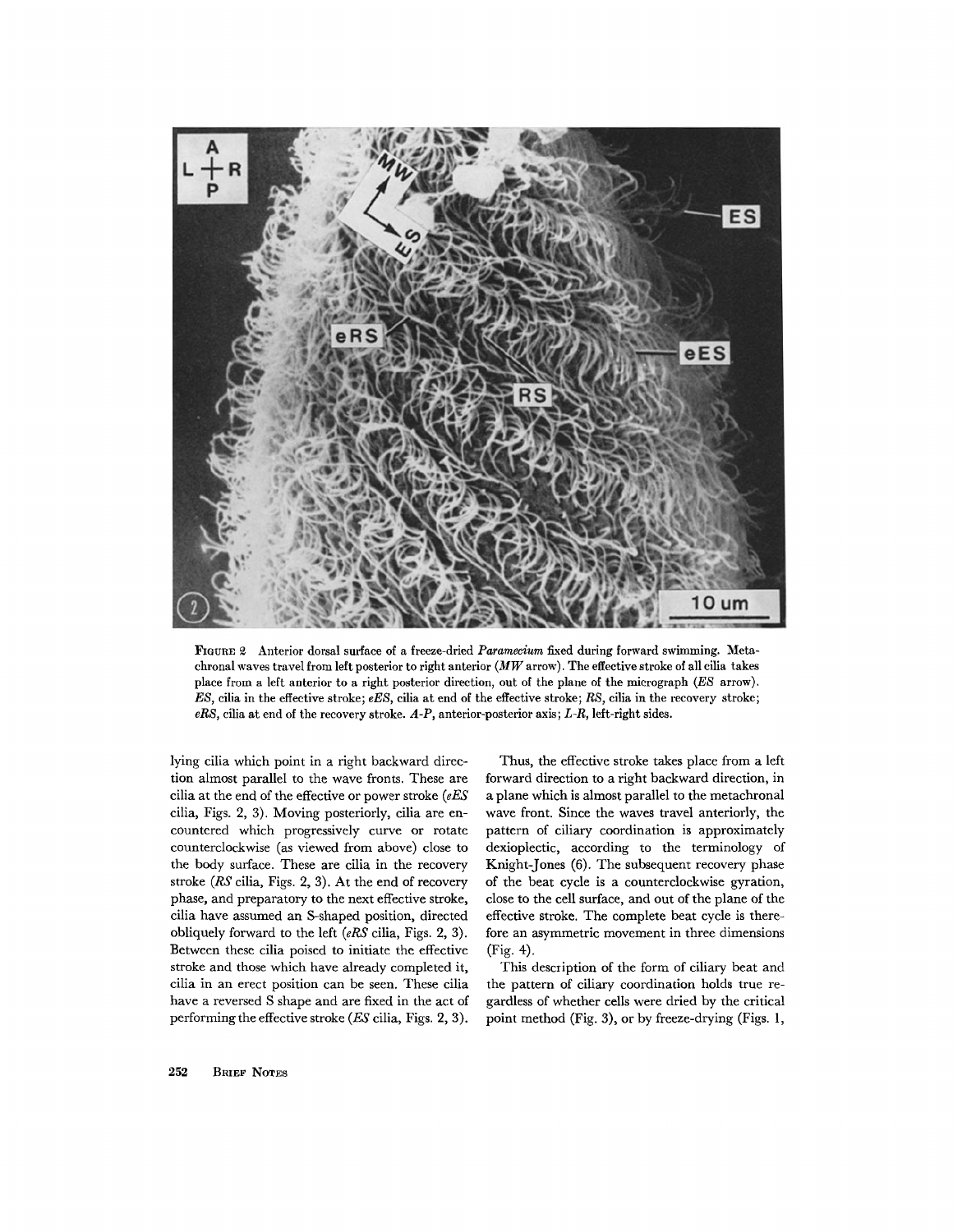FIGURE 2 Anterior dorsal surface of a freeze-dried *Paramecium* fixed during forward swimming. Metachronal waves travel from left posterior to right anterior (*MW* arrow). The effective stroke of all cilia takes place from a left anterior to a right posterior direction, out of the plane of the micrograph (*ES* arrow). *ES*, cilia in the effective stroke; *eES*, cilia at end of the effective stroke; *RS*, cilia in the recovery stroke; *eRS*, cilia at end of the recovery stroke. *A-P*, anterior-posterior axis; *L-R*, left-right sides.

lying cilia which point in a right backward direction almost parallel to the wave fronts. These are cilia at the end of the effective or power stroke (*eES* cilia, Figs. 2, 3). Moving posteriorly, cilia are encountered which progressively curve or rotate counterclockwise (as viewed from above) close to the body surface. These are cilia in the recovery stroke (*RS* cilia, Figs. 2, 3). At the end of recovery phase, and preparatory to the next effective stroke, cilia have assumed an S-shaped position, directed obliquely forward to the left (*eRS* cilia, Figs. 2, 3). Between these cilia poised to initiate the effective stroke and those which have already completed it, cilia in an erect position can be seen. These cilia have a reversed S shape and are fixed in the act of performing the effective stroke (*ES* cilia, Figs. 2, 3).

Thus, the effective stroke takes place from a left forward direction to a right backward direction, in a plane which is almost parallel to the metachronal wave front. Since the waves travel anteriorly, the pattern of ciliary coordination is approximately dexioplectic, according to the terminology of Knight-Jones (6). The subsequent recovery phase of the beat cycle is a counterclockwise gyration, close to the cell surface, and out of the plane of the effective stroke. The complete beat cycle is therefore an asymmetric movement in three dimensions (Fig. 4).

This description of the form of ciliary beat and the pattern of ciliary coordination holds true regardless of whether cells were dried by the critical point method (Fig. 3), or by freeze-drying (Figs. 1,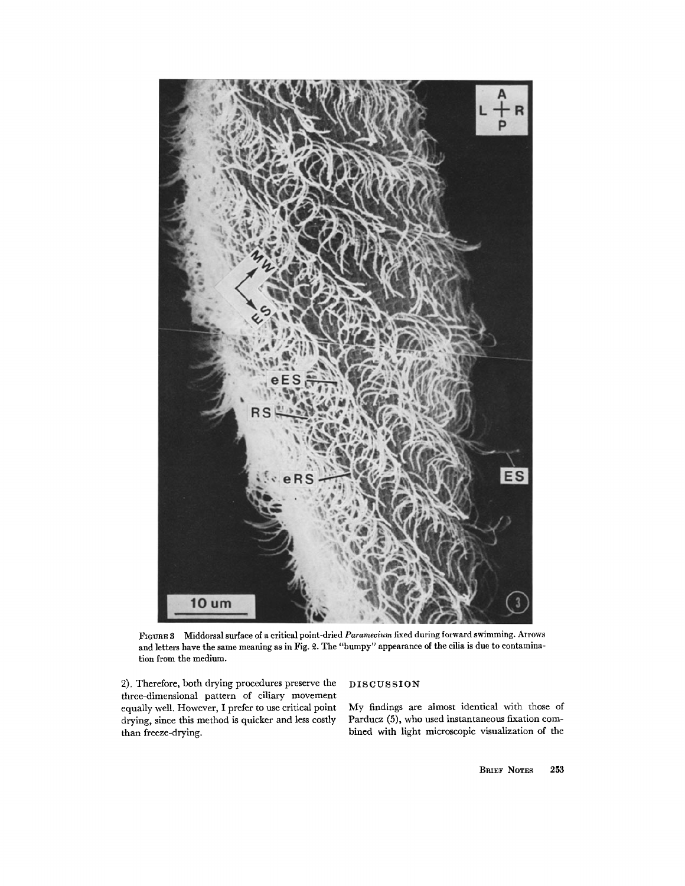FIGURE 3 Middorsal surface of a critical point-dried *Paramecium* fixed during forward swimming. Arrows and letters have the same meaning as in Fig. 2. The "bumpy" appearance of the cilia is due to contamination from the medium.

2). Therefore, both drying procedures preserve the three-dimensional pattern of ciliary movement equally well. However, I prefer to use critical point drying, since this method is quicker and less costly than freeze-drying.

## DISCUSSION

My findings are almost identical with those of Parducz (5), who used instantaneous fixation combined with light microscopic visualization of the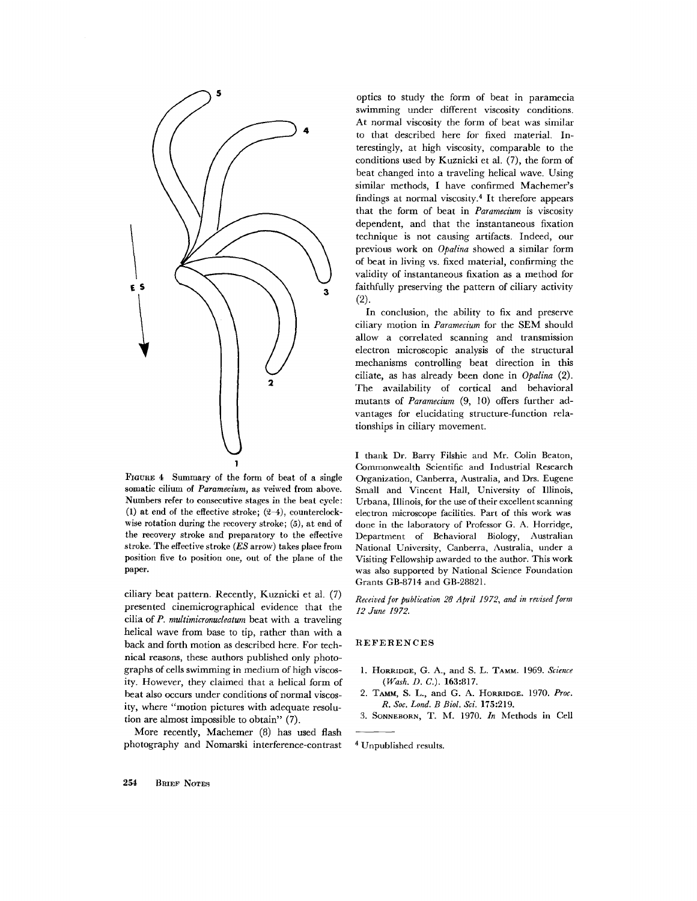FIGURE 4 Summary of the form of beat of a single somatic cilium of *Paramecium*, as veiwed from above. Numbers refer to consecutive stages in the beat cycle: (1) at end of the effective stroke; (2–4), counterclockwise rotation during the recovery stroke; (5), at end of the recovery stroke and preparatory to the effective stroke. The effective stroke (*ES* arrow) takes place from position five to position one, out of the plane of the paper.

ciliary beat pattern. Recently, Kuznicki et al. (7) presented cinemicrographical evidence that the cilia of *P. multimicronucleatum* beat with a traveling helical wave from base to tip, rather than with a back and forth motion as described here. For technical reasons, these authors published only photographs of cells swimming in medium of high viscosity. However, they claimed that a helical form of beat also occurs under conditions of normal viscosity, where "motion pictures with adequate resolution are almost impossible to obtain" (7).

More recently, Machemer (8) has used flash photography and Nomarski interference-contrast optics to study the form of beat in paramecia swimming under different viscosity conditions. At normal viscosity the form of beat was similar to that described here for fixed material. Interestingly, at high viscosity, comparable to the conditions used by Kuznicki et al. (7), the form of beat changed into a traveling helical wave. Using similar methods, I have confirmed Machemer's findings at normal viscosity.[4] It therefore appears that the form of beat in *Paramecium* is viscosity dependent, and that the instantaneous fixation technique is not causing artifacts. Indeed, our previous work on *Opalina* showed a similar form of beat in living vs. fixed material, confirming the validity of instantaneous fixation as a method for faithfully preserving the pattern of ciliary activity (2).

In conclusion, the ability to fix and preserve ciliary motion in *Paramecium* for the SEM should allow a correlated scanning and transmission electron microscopic analysis of the structural mechanisms controlling beat direction in this ciliate, as has already been done in *Opalina* (2). The availability of cortical and behavioral mutants of *Paramecium* (9, 10) offers further advantages for elucidating structure-function relationships in ciliary movement.

I thank Dr. Barry Filshie and Mr. Colin Beaton, Commonwealth Scientific and Industrial Research Organization, Canberra, Australia, and Drs. Eugene Small and Vincent Hall, University of Illinois, Urbana, Illinois, for the use of their excellent scanning electron microscope facilities. Part of this work was done in the laboratory of Professor G. A. Horridge, Department of Behavioral Biology, Australian National University, Canberra, Australia, under a Visiting Fellowship awarded to the author. This work was also supported by National Science Foundation Grants GB-8714 and GB-28821.

*Received for publication 28 April 1972, and in revised form 12 June 1972.*

## REFERENCES

1. HORRIDGE, G. A., and S. L. TAMM. 1969. *Science (Wash. D. C.)*. **163**:817.
2. TAMM, S. L., and G. A. HORRIDGE. 1970. *Proc. R. Soc. Lond. B Biol. Sci.* **175**:219.
3. SONNEBORN, T. M. 1970. *In* Methods in Cell

[4] Unpublished results.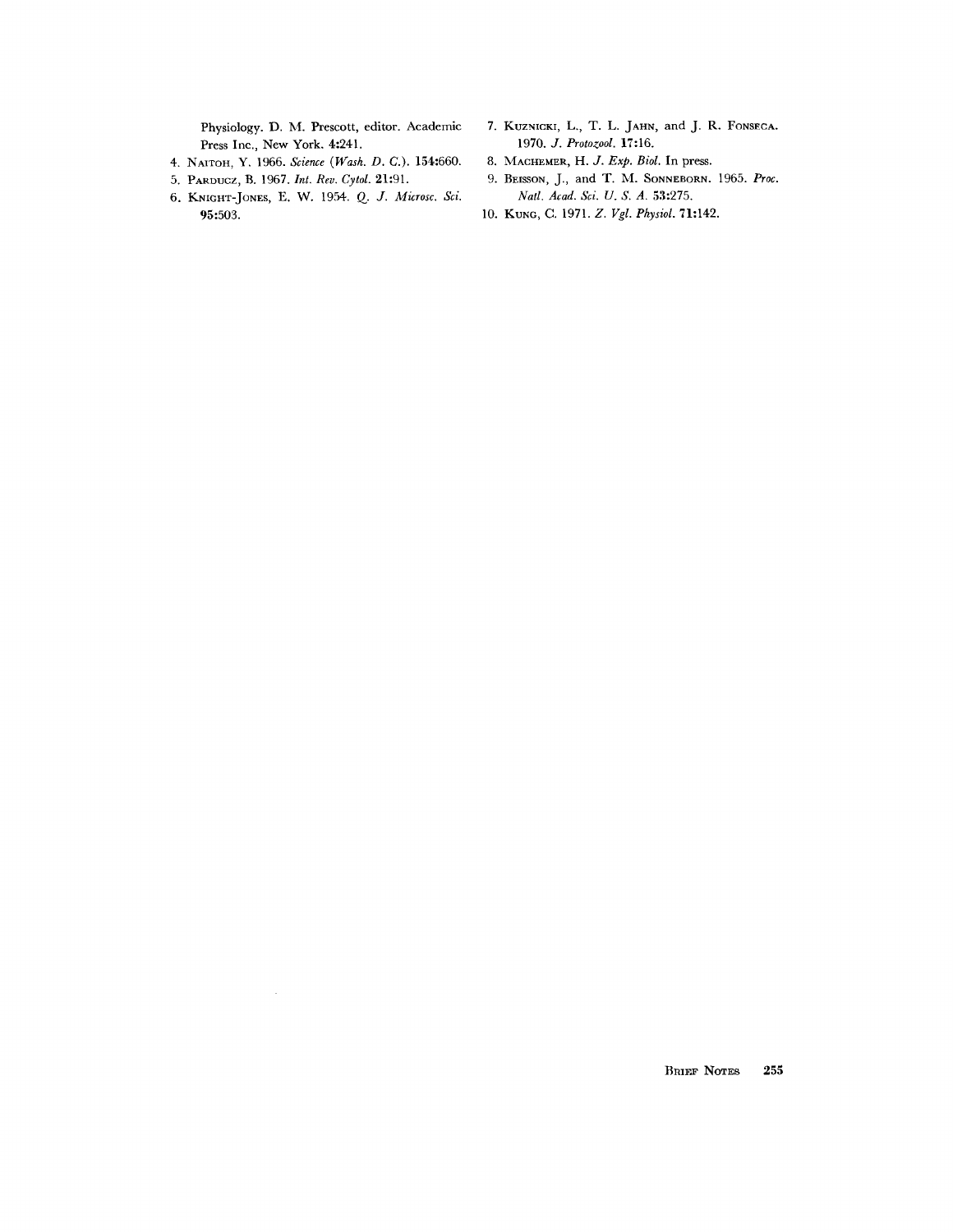Physiology. D. M. Prescott, editor. Academic Press Inc., New York. **4**:241.

4. Naitoh, Y. 1966. *Science (Wash. D. C.)*. **154**:660.
5. Parducz, B. 1967. *Int. Rev. Cytol.* **21**:91.
6. Knight-Jones, E. W. 1954. *Q. J. Microsc. Sci.* **95**:503.
7. Kuznicki, L., T. L. Jahn, and J. R. Fonseca. 1970. *J. Protozool.* **17**:16.
8. Machemer, H. *J. Exp. Biol.* In press.
9. Beisson, J., and T. M. Sonneborn. 1965. *Proc. Natl. Acad. Sci. U. S. A.* **53**:275.
10. Kung, C. 1971. *Z. Vgl. Physiol.* **71**:142.